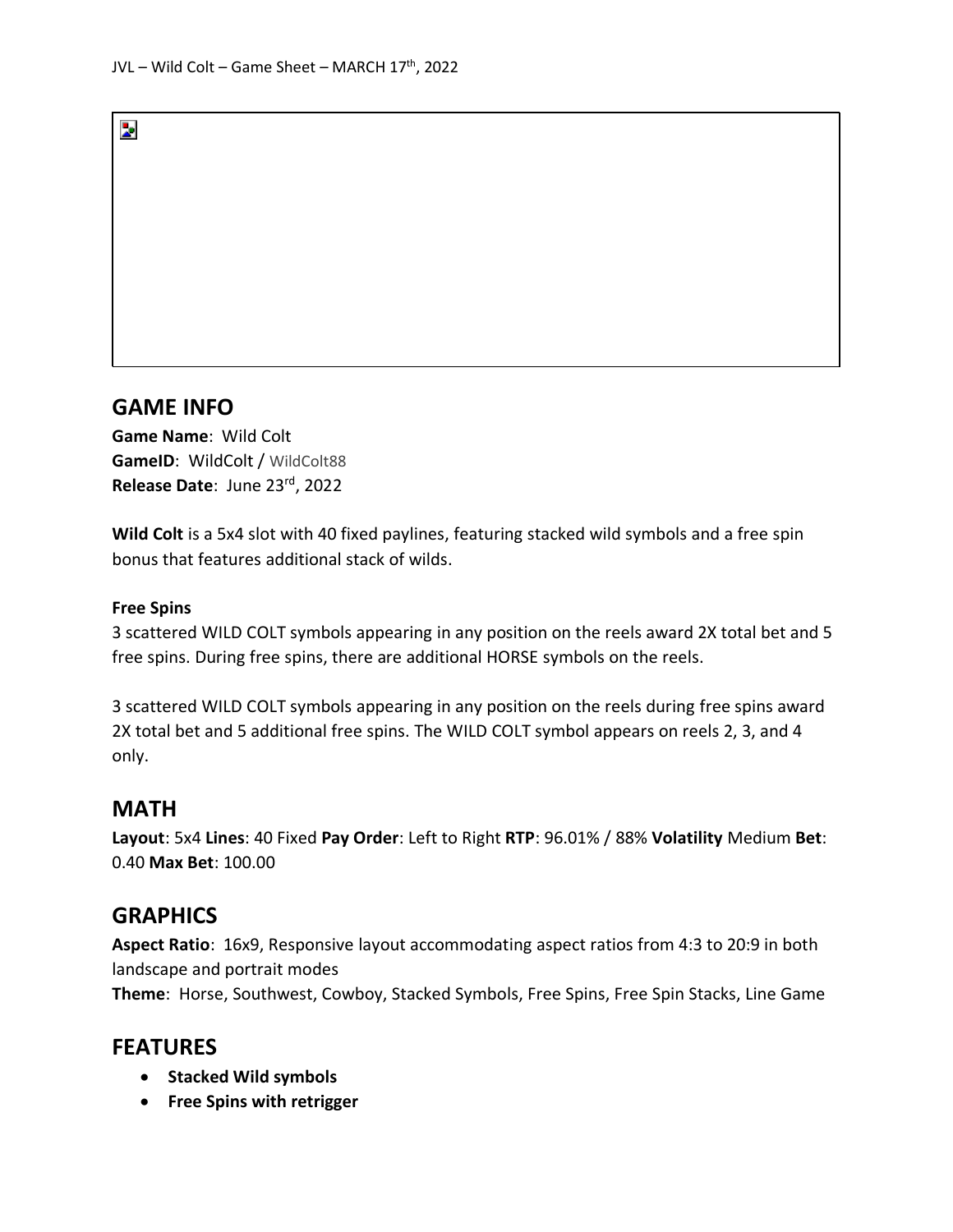JVL – Wild Colt – Game Sheet – MARCH 17th, 2022

## GAME INFO

**Game Name**: Wild Colt
**GameID**: WildColt / WildColt88
**Release Date**: June 23rd, 2022

**Wild Colt** is a 5x4 slot with 40 fixed paylines, featuring stacked wild symbols and a free spin bonus that features additional stack of wilds.

**Free Spins**

3 scattered WILD COLT symbols appearing in any position on the reels award 2X total bet and 5 free spins. During free spins, there are additional HORSE symbols on the reels.

3 scattered WILD COLT symbols appearing in any position on the reels during free spins award 2X total bet and 5 additional free spins. The WILD COLT symbol appears on reels 2, 3, and 4 only.

## MATH

**Layout**: 5x4 **Lines**: 40 Fixed **Pay Order**: Left to Right **RTP**: 96.01% / 88% **Volatility** Medium **Bet**: 0.40 **Max Bet**: 100.00

## GRAPHICS

**Aspect Ratio**: 16x9, Responsive layout accommodating aspect ratios from 4:3 to 20:9 in both landscape and portrait modes
**Theme**: Horse, Southwest, Cowboy, Stacked Symbols, Free Spins, Free Spin Stacks, Line Game

## FEATURES

- **Stacked Wild symbols**
- **Free Spins with retrigger**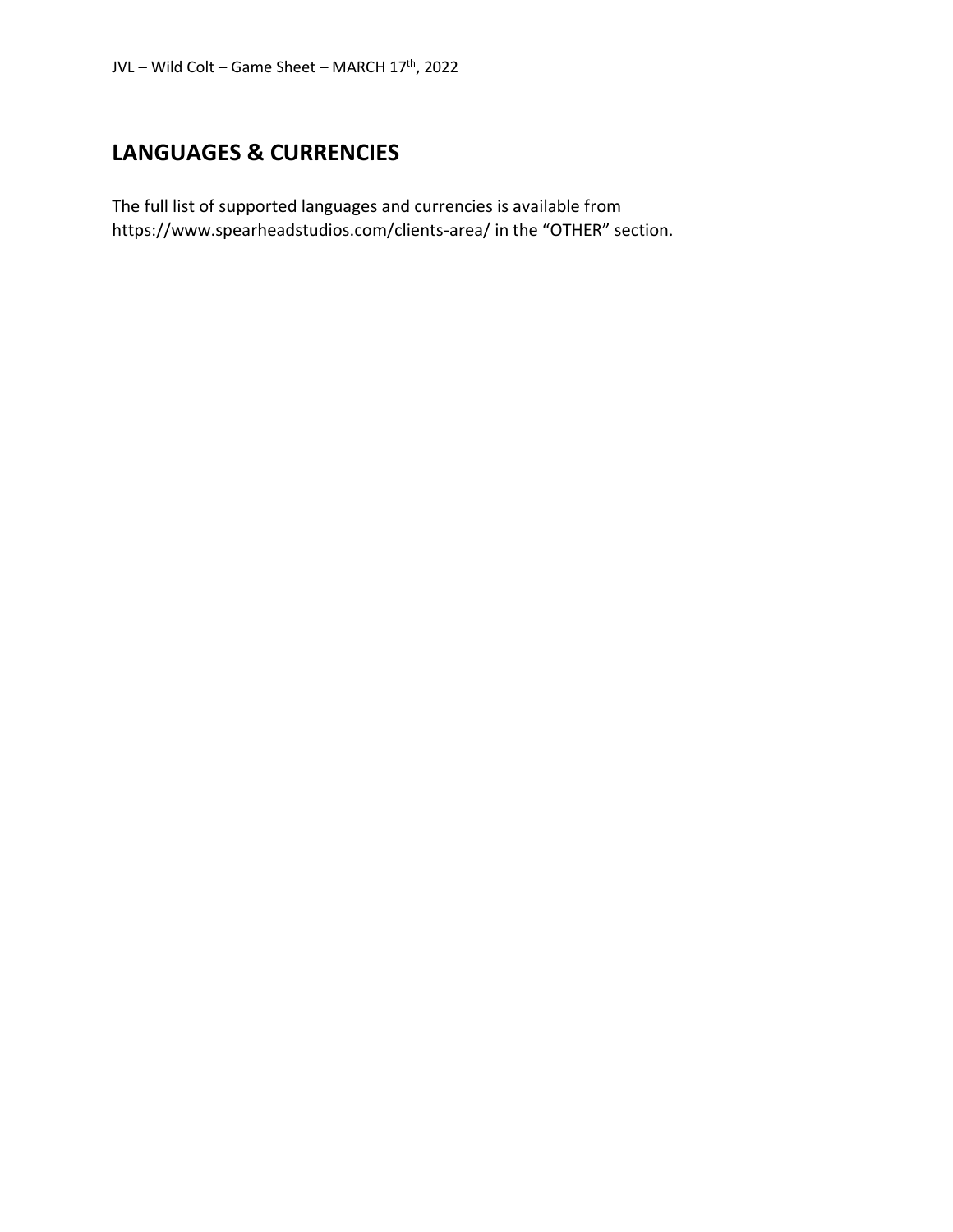## LANGUAGES & CURRENCIES

The full list of supported languages and currencies is available from https://www.spearheadstudios.com/clients-area/ in the "OTHER" section.